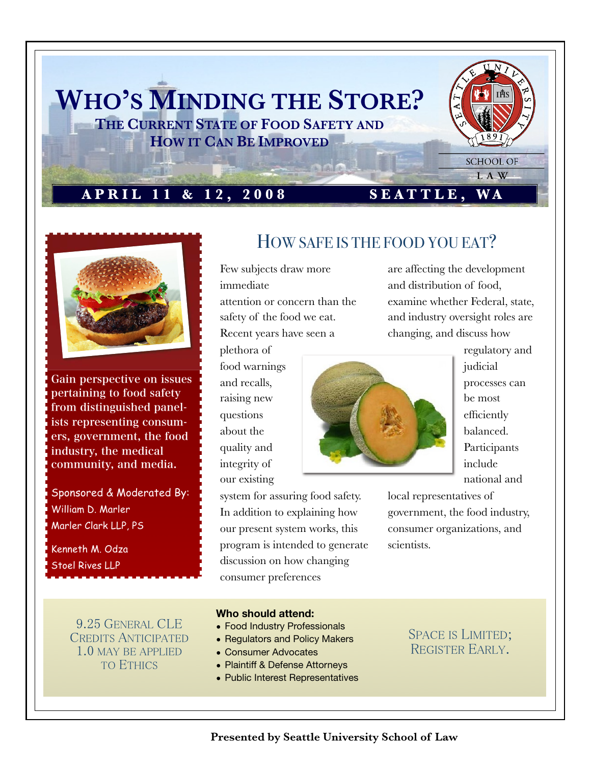# Who's Minding the Store?

## The Current State of Food Safety and How it Can Be Improved

Seattle University School of Law

**April 11 & 12, 2008 — Seattle, WA**

Gain perspective on issues pertaining to food safety from distinguished panelists representing consumers, government, the food industry, the medical community, and media.

Sponsored & Moderated By:
William D. Marler
Marler Clark LLP, PS

Kenneth M. Odza
Stoel Rives LLP

## How safe is the food you eat?

Few subjects draw more immediate attention or concern than the safety of the food we eat. Recent years have seen a plethora of food warnings and recalls, raising new questions about the quality and integrity of our existing system for assuring food safety. In addition to explaining how our present system works, this program is intended to generate discussion on how changing consumer preferences are affecting the development and distribution of food, examine whether Federal, state, and industry oversight roles are changing, and discuss how regulatory and judicial processes can be most efficiently balanced. Participants include national and local representatives of government, the food industry, consumer organizations, and scientists.

9.25 General CLE Credits Anticipated
1.0 may be applied to Ethics

**Who should attend:**

- Food Industry Professionals
- Regulators and Policy Makers
- Consumer Advocates
- Plaintiff & Defense Attorneys
- Public Interest Representatives

Space is Limited; Register Early.

**Presented by Seattle University School of Law**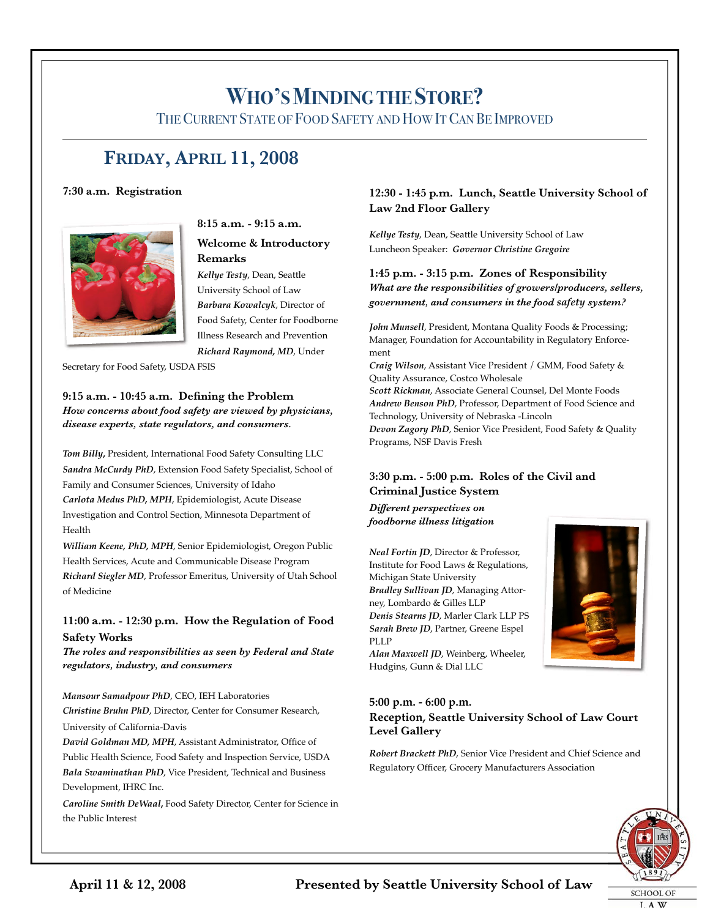# WHO'S MINDING THE STORE?

THE CURRENT STATE OF FOOD SAFETY AND HOW IT CAN BE IMPROVED

## FRIDAY, APRIL 11, 2008

**7:30 a.m. Registration**

**8:15 a.m. - 9:15 a.m.**

**Welcome & Introductory Remarks**

***Kellye Testy***, Dean, Seattle University School of Law
***Barbara Kowalcyk***, Director of Food Safety, Center for Foodborne Illness Research and Prevention
***Richard Raymond, MD***, Under Secretary for Food Safety, USDA FSIS

**9:15 a.m. - 10:45 a.m. Defining the Problem**

***How concerns about food safety are viewed by physicians, disease experts, state regulators, and consumers.***

***Tom Billy***, President, International Food Safety Consulting LLC
***Sandra McCurdy PhD***, Extension Food Safety Specialist, School of Family and Consumer Sciences, University of Idaho
***Carlota Medus PhD, MPH***, Epidemiologist, Acute Disease Investigation and Control Section, Minnesota Department of Health
***William Keene, PhD, MPH***, Senior Epidemiologist, Oregon Public Health Services, Acute and Communicable Disease Program
***Richard Siegler MD***, Professor Emeritus, University of Utah School of Medicine

**11:00 a.m. - 12:30 p.m. How the Regulation of Food Safety Works**

***The roles and responsibilities as seen by Federal and State regulators, industry, and consumers***

***Mansour Samadpour PhD***, CEO, IEH Laboratories
***Christine Bruhn PhD***, Director, Center for Consumer Research, University of California-Davis
***David Goldman MD, MPH***, Assistant Administrator, Office of Public Health Science, Food Safety and Inspection Service, USDA
***Bala Swaminathan PhD***, Vice President, Technical and Business Development, IHRC Inc.
***Caroline Smith DeWaal***, Food Safety Director, Center for Science in the Public Interest

**12:30 - 1:45 p.m. Lunch, Seattle University School of Law 2nd Floor Gallery**

*Kellye Testy*, Dean, Seattle University School of Law
Luncheon Speaker: ***Governor Christine Gregoire***

**1:45 p.m. - 3:15 p.m. Zones of Responsibility**

***What are the responsibilities of growers/producers, sellers, government, and consumers in the food safety system?***

***John Munsell***, President, Montana Quality Foods & Processing; Manager, Foundation for Accountability in Regulatory Enforcement
***Craig Wilson***, Assistant Vice President / GMM, Food Safety & Quality Assurance, Costco Wholesale
***Scott Rickman***, Associate General Counsel, Del Monte Foods
***Andrew Benson PhD***, Professor, Department of Food Science and Technology, University of Nebraska -Lincoln
***Devon Zagory PhD***, Senior Vice President, Food Safety & Quality Programs, NSF Davis Fresh

**3:30 p.m. - 5:00 p.m. Roles of the Civil and Criminal Justice System**

***Different perspectives on foodborne illness litigation***

***Neal Fortin JD***, Director & Professor, Institute for Food Laws & Regulations, Michigan State University
***Bradley Sullivan JD***, Managing Attorney, Lombardo & Gilles LLP
***Denis Stearns JD***, Marler Clark LLP PS
***Sarah Brew JD***, Partner, Greene Espel PLLP
***Alan Maxwell JD***, Weinberg, Wheeler, Hudgins, Gunn & Dial LLC

**5:00 p.m. - 6:00 p.m.**
**Reception, Seattle University School of Law Court Level Gallery**

***Robert Brackett PhD***, Senior Vice President and Chief Science and Regulatory Officer, Grocery Manufacturers Association

**April 11 & 12, 2008** **Presented by Seattle University School of Law**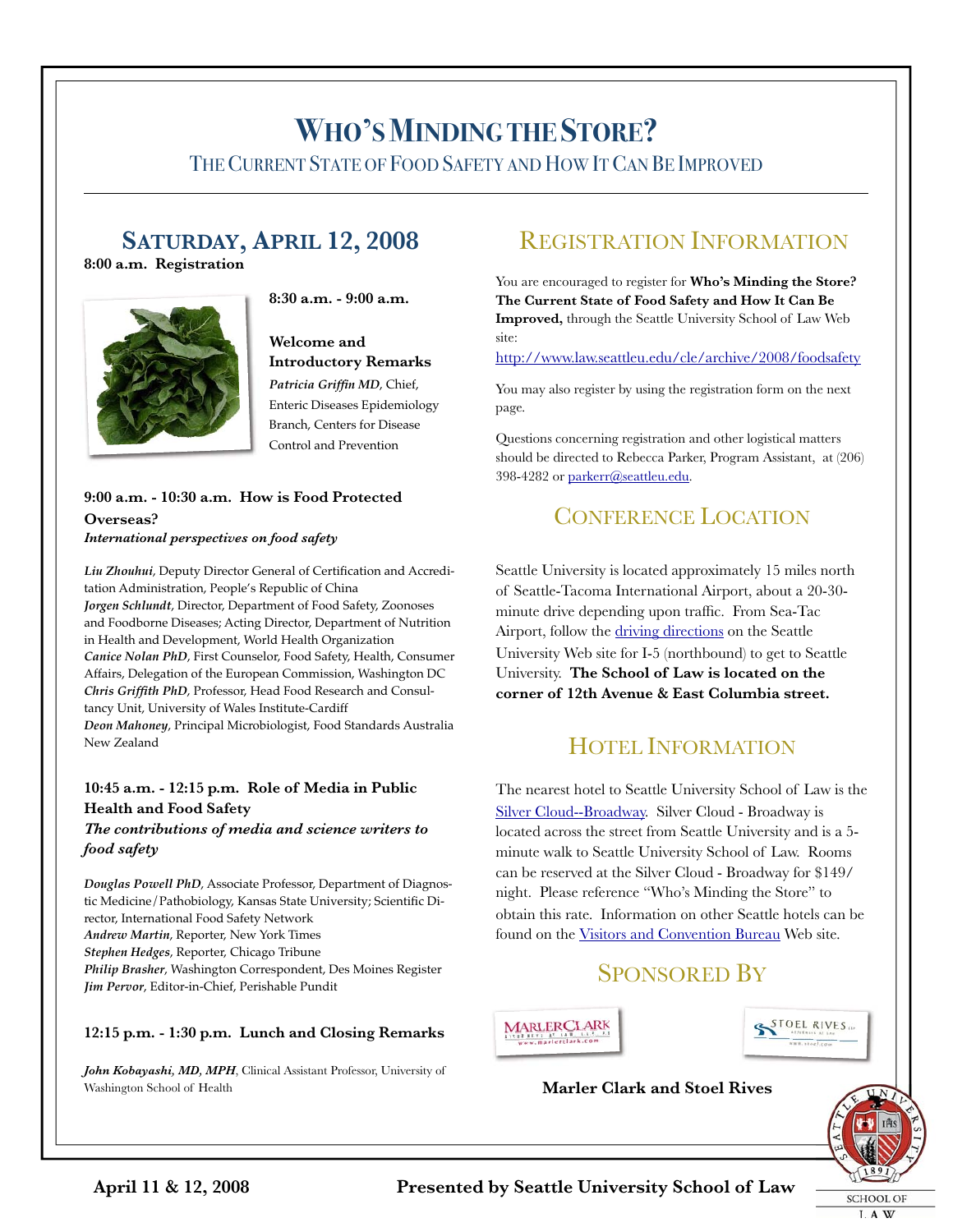# Who's Minding the Store?

## The Current State of Food Safety and How It Can Be Improved

## Saturday, April 12, 2008

**8:00 a.m. Registration**

**8:30 a.m. - 9:00 a.m.**

**Welcome and Introductory Remarks**

***Patricia Griffin MD***, Chief, Enteric Diseases Epidemiology Branch, Centers for Disease Control and Prevention

**9:00 a.m. - 10:30 a.m. How is Food Protected Overseas?**

***International perspectives on food safety***

***Liu Zhouhui***, Deputy Director General of Certification and Accreditation Administration, People's Republic of China
***Jorgen Schlundt***, Director, Department of Food Safety, Zoonoses and Foodborne Diseases; Acting Director, Department of Nutrition in Health and Development, World Health Organization
***Canice Nolan PhD***, First Counselor, Food Safety, Health, Consumer Affairs, Delegation of the European Commission, Washington DC
***Chris Griffith PhD***, Professor, Head Food Research and Consultancy Unit, University of Wales Institute-Cardiff
***Deon Mahoney***, Principal Microbiologist, Food Standards Australia New Zealand

**10:45 a.m. - 12:15 p.m. Role of Media in Public Health and Food Safety**

***The contributions of media and science writers to food safety***

***Douglas Powell PhD***, Associate Professor, Department of Diagnostic Medicine/Pathobiology, Kansas State University; Scientific Director, International Food Safety Network
***Andrew Martin***, Reporter, New York Times
***Stephen Hedges***, Reporter, Chicago Tribune
***Philip Brasher***, Washington Correspondent, Des Moines Register
***Jim Pervor***, Editor-in-Chief, Perishable Pundit

**12:15 p.m. - 1:30 p.m. Lunch and Closing Remarks**

***John Kobayashi, MD, MPH***, Clinical Assistant Professor, University of Washington School of Health

## Registration Information

You are encouraged to register for **Who's Minding the Store? The Current State of Food Safety and How It Can Be Improved,** through the Seattle University School of Law Web site:

http://www.law.seattleu.edu/cle/archive/2008/foodsafety

You may also register by using the registration form on the next page.

Questions concerning registration and other logistical matters should be directed to Rebecca Parker, Program Assistant, at (206) 398-4282 or parkerr@seattleu.edu.

## Conference Location

Seattle University is located approximately 15 miles north of Seattle-Tacoma International Airport, about a 20-30-minute drive depending upon traffic. From Sea-Tac Airport, follow the driving directions on the Seattle University Web site for I-5 (northbound) to get to Seattle University. **The School of Law is located on the corner of 12th Avenue & East Columbia street.**

## Hotel Information

The nearest hotel to Seattle University School of Law is the Silver Cloud--Broadway. Silver Cloud - Broadway is located across the street from Seattle University and is a 5-minute walk to Seattle University School of Law. Rooms can be reserved at the Silver Cloud - Broadway for $149/night. Please reference "Who's Minding the Store" to obtain this rate. Information on other Seattle hotels can be found on the Visitors and Convention Bureau Web site.

## Sponsored By

**Marler Clark and Stoel Rives**

**April 11 & 12, 2008** **Presented by Seattle University School of Law**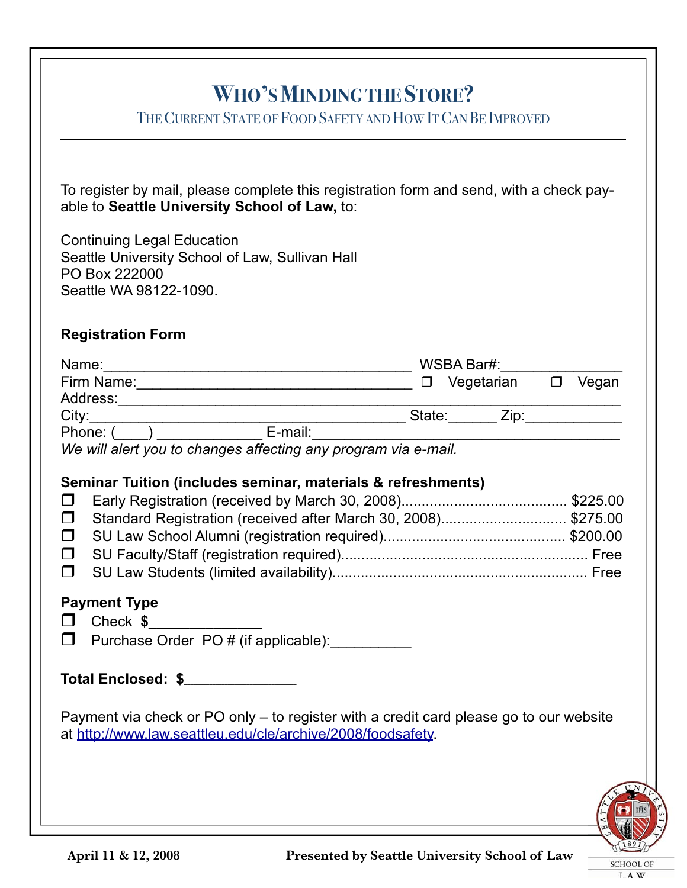# Who's Minding the Store?

## The Current State of Food Safety and How It Can Be Improved

---

To register by mail, please complete this registration form and send, with a check payable to **Seattle University School of Law,** to:

Continuing Legal Education
Seattle University School of Law, Sullivan Hall
PO Box 222000
Seattle WA 98122-1090.

**Registration Form**

Name:______________________________________ WSBA Bar#:______________
Firm Name:__________________________________ ❒ Vegetarian ❒ Vegan
Address:______________________________________________________________
City:_______________________________________ State:______ Zip:____________
Phone: (____) _____________ E-mail:_____________________________________
*We will alert you to changes affecting any program via e-mail.*

**Seminar Tuition (includes seminar, materials & refreshments)**

- ❒ Early Registration (received by March 30, 2008)........................................ $225.00
- ❒ Standard Registration (received after March 30, 2008)............................... $275.00
- ❒ SU Law School Alumni (registration required)............................................ $200.00
- ❒ SU Faculty/Staff (registration required)........................................................... Free
- ❒ SU Law Students (limited availability)............................................................. Free

**Payment Type**

- ❒ Check **$_____________**
- ❒ Purchase Order PO # (if applicable):__________

**Total Enclosed: $**______________

Payment via check or PO only – to register with a credit card please go to our website at http://www.law.seattleu.edu/cle/archive/2008/foodsafety.

**April 11 & 12, 2008** **Presented by Seattle University School of Law**